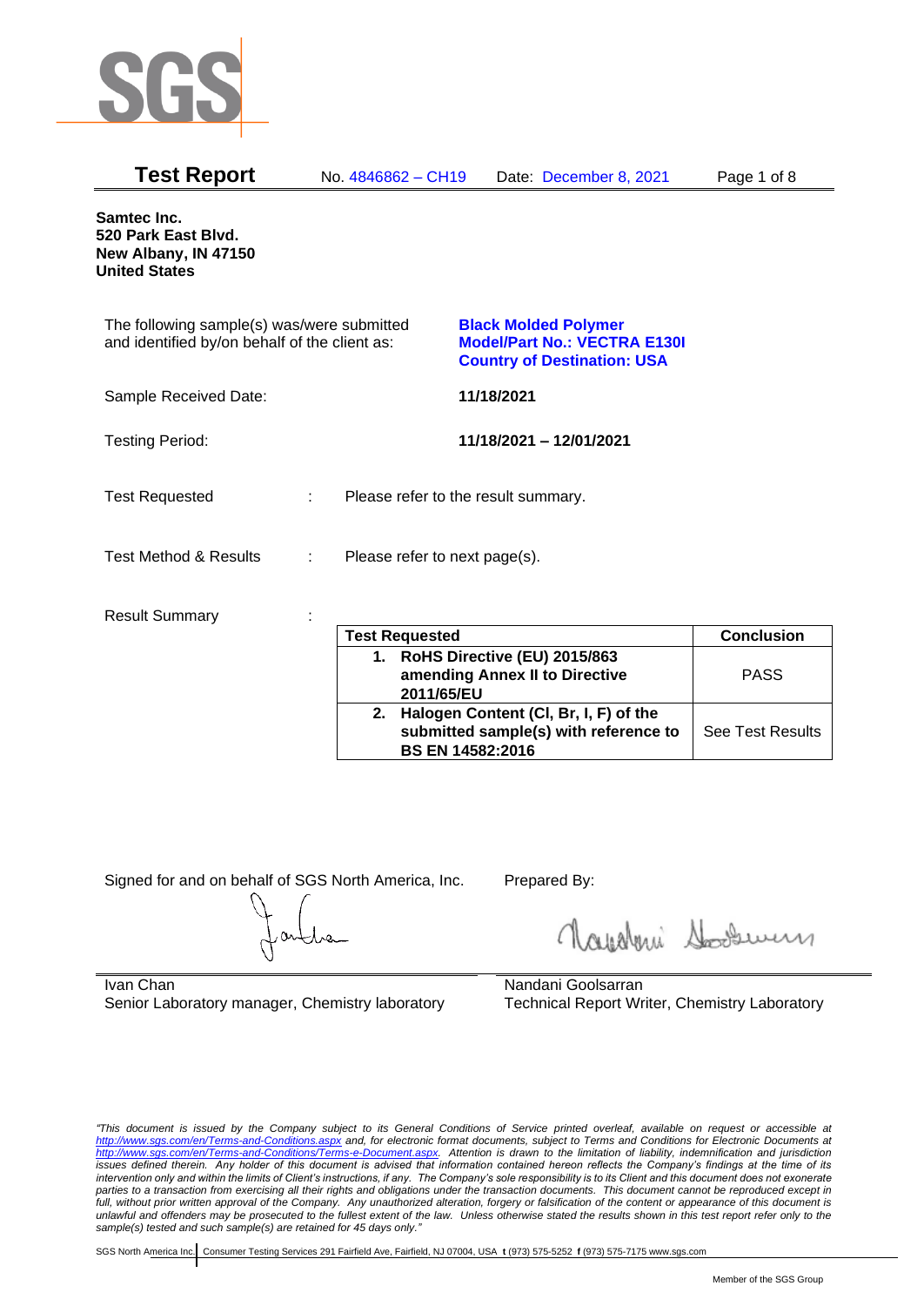SGS

# Test Report

No. 4846862 – CH19 Date: December 8, 2021

**Samtec Inc.**
**520 Park East Blvd.**
**New Albany, IN 47150**
**United States**

The following sample(s) was/were submitted and identified by/on behalf of the client as:

**Black Molded Polymer**
**Model/Part No.: VECTRA E130I**
**Country of Destination: USA**

Sample Received Date: **11/18/2021**

Testing Period: **11/18/2021 – 12/01/2021**

Test Requested : Please refer to the result summary.

Test Method & Results : Please refer to next page(s).

Result Summary :

| Test Requested | Conclusion |
|---|---|
| **1. RoHS Directive (EU) 2015/863 amending Annex II to Directive 2011/65/EU** | PASS |
| **2. Halogen Content (Cl, Br, I, F) of the submitted sample(s) with reference to BS EN 14582:2016** | See Test Results |

Signed for and on behalf of SGS North America, Inc.

Ivan Chan
Senior Laboratory manager, Chemistry laboratory

Prepared By:

Nandani Goolsarran
Technical Report Writer, Chemistry Laboratory

*"This document is issued by the Company subject to its General Conditions of Service printed overleaf, available on request or accessible at http://www.sgs.com/en/Terms-and-Conditions.aspx and, for electronic format documents, subject to Terms and Conditions for Electronic Documents at http://www.sgs.com/en/Terms-and-Conditions/Terms-e-Document.aspx. Attention is drawn to the limitation of liability, indemnification and jurisdiction issues defined therein. Any holder of this document is advised that information contained hereon reflects the Company's findings at the time of its intervention only and within the limits of Client's instructions, if any. The Company's sole responsibility is to its Client and this document does not exonerate parties to a transaction from exercising all their rights and obligations under the transaction documents. This document cannot be reproduced except in full, without prior written approval of the Company. Any unauthorized alteration, forgery or falsification of the content or appearance of this document is unlawful and offenders may be prosecuted to the fullest extent of the law. Unless otherwise stated the results shown in this test report refer only to the sample(s) tested and such sample(s) are retained for 45 days only."*

SGS North America Inc. | Consumer Testing Services 291 Fairfield Ave, Fairfield, NJ 07004, USA **t** (973) 575-5252 **f** (973) 575-7175 www.sgs.com

Member of the SGS Group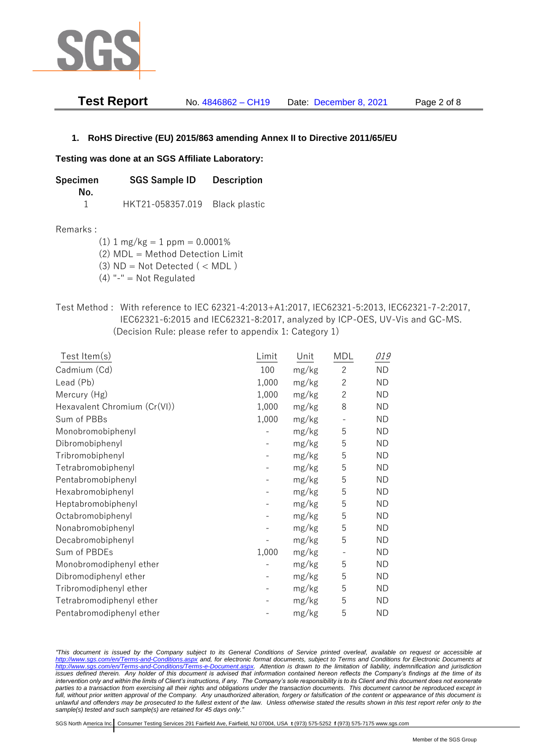## 1. RoHS Directive (EU) 2015/863 amending Annex II to Directive 2011/65/EU

**Testing was done at an SGS Affiliate Laboratory:**

| Specimen No. | SGS Sample ID | Description |
|---|---|---|
| 1 | HKT21-058357.019 | Black plastic |

Remarks :

(1) 1 mg/kg = 1 ppm = 0.0001%
(2) MDL = Method Detection Limit
(3) ND = Not Detected ( < MDL )
(4) "-" = Not Regulated

Test Method : With reference to IEC 62321-4:2013+A1:2017, IEC62321-5:2013, IEC62321-7-2:2017, IEC62321-6:2015 and IEC62321-8:2017, analyzed by ICP-OES, UV-Vis and GC-MS. (Decision Rule: please refer to appendix 1: Category 1)

| Test Item(s) | Limit | Unit | MDL | *019* |
|---|---|---|---|---|
| Cadmium (Cd) | 100 | mg/kg | 2 | ND |
| Lead (Pb) | 1,000 | mg/kg | 2 | ND |
| Mercury (Hg) | 1,000 | mg/kg | 2 | ND |
| Hexavalent Chromium (Cr(VI)) | 1,000 | mg/kg | 8 | ND |
| Sum of PBBs | 1,000 | mg/kg | - | ND |
| Monobromobiphenyl | - | mg/kg | 5 | ND |
| Dibromobiphenyl | - | mg/kg | 5 | ND |
| Tribromobiphenyl | - | mg/kg | 5 | ND |
| Tetrabromobiphenyl | - | mg/kg | 5 | ND |
| Pentabromobiphenyl | - | mg/kg | 5 | ND |
| Hexabromobiphenyl | - | mg/kg | 5 | ND |
| Heptabromobiphenyl | - | mg/kg | 5 | ND |
| Octabromobiphenyl | - | mg/kg | 5 | ND |
| Nonabromobiphenyl | - | mg/kg | 5 | ND |
| Decabromobiphenyl | - | mg/kg | 5 | ND |
| Sum of PBDEs | 1,000 | mg/kg | - | ND |
| Monobromodiphenyl ether | - | mg/kg | 5 | ND |
| Dibromodiphenyl ether | - | mg/kg | 5 | ND |
| Tribromodiphenyl ether | - | mg/kg | 5 | ND |
| Tetrabromodiphenyl ether | - | mg/kg | 5 | ND |
| Pentabromodiphenyl ether | - | mg/kg | 5 | ND |

*"This document is issued by the Company subject to its General Conditions of Service printed overleaf, available on request or accessible at http://www.sgs.com/en/Terms-and-Conditions.aspx and, for electronic format documents, subject to Terms and Conditions for Electronic Documents at http://www.sgs.com/en/Terms-and-Conditions/Terms-e-Document.aspx. Attention is drawn to the limitation of liability, indemnification and jurisdiction issues defined therein. Any holder of this document is advised that information contained hereon reflects the Company's findings at the time of its intervention only and within the limits of Client's instructions, if any. The Company's sole responsibility is to its Client and this document does not exonerate parties to a transaction from exercising all their rights and obligations under the transaction documents. This document cannot be reproduced except in full, without prior written approval of the Company. Any unauthorized alteration, forgery or falsification of the content or appearance of this document is unlawful and offenders may be prosecuted to the fullest extent of the law. Unless otherwise stated the results shown in this test report refer only to the sample(s) tested and such sample(s) are retained for 45 days only."*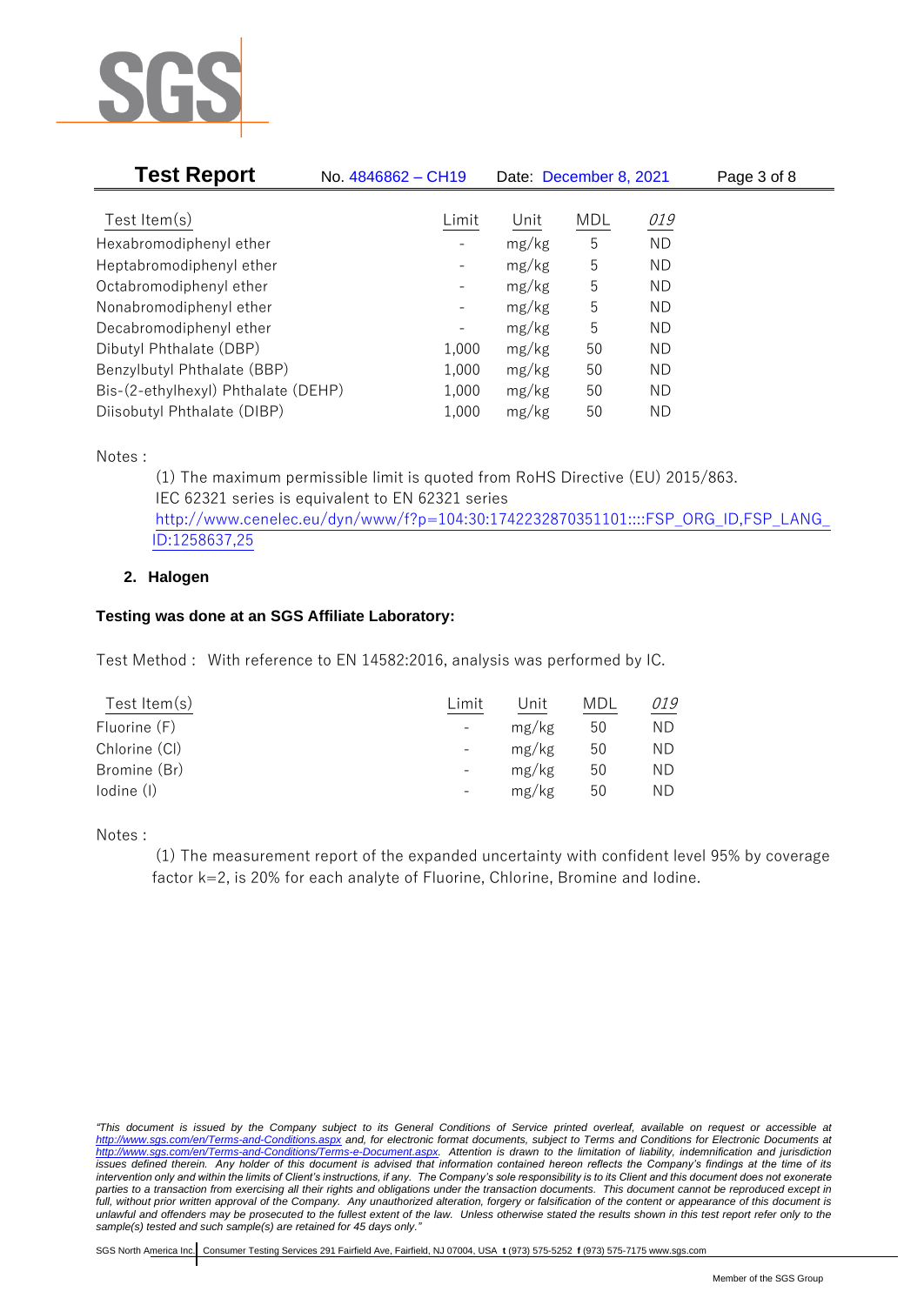| Test Item(s) | Limit | Unit | MDL | *019* |
|---|---|---|---|---|
| Hexabromodiphenyl ether | - | mg/kg | 5 | ND |
| Heptabromodiphenyl ether | - | mg/kg | 5 | ND |
| Octabromodiphenyl ether | - | mg/kg | 5 | ND |
| Nonabromodiphenyl ether | - | mg/kg | 5 | ND |
| Decabromodiphenyl ether | - | mg/kg | 5 | ND |
| Dibutyl Phthalate (DBP) | 1,000 | mg/kg | 50 | ND |
| Benzylbutyl Phthalate (BBP) | 1,000 | mg/kg | 50 | ND |
| Bis-(2-ethylhexyl) Phthalate (DEHP) | 1,000 | mg/kg | 50 | ND |
| Diisobutyl Phthalate (DIBP) | 1,000 | mg/kg | 50 | ND |

Notes :

(1) The maximum permissible limit is quoted from RoHS Directive (EU) 2015/863.
IEC 62321 series is equivalent to EN 62321 series
http://www.cenelec.eu/dyn/www/f?p=104:30:1742232870351101::::FSP_ORG_ID,FSP_LANG_ID:1258637,25

## 2. Halogen

**Testing was done at an SGS Affiliate Laboratory:**

Test Method : With reference to EN 14582:2016, analysis was performed by IC.

| Test Item(s) | Limit | Unit | MDL | *019* |
|---|---|---|---|---|
| Fluorine (F) | - | mg/kg | 50 | ND |
| Chlorine (Cl) | - | mg/kg | 50 | ND |
| Bromine (Br) | - | mg/kg | 50 | ND |
| Iodine (I) | - | mg/kg | 50 | ND |

Notes :

(1) The measurement report of the expanded uncertainty with confident level 95% by coverage factor k=2, is 20% for each analyte of Fluorine, Chlorine, Bromine and Iodine.

*"This document is issued by the Company subject to its General Conditions of Service printed overleaf, available on request or accessible at http://www.sgs.com/en/Terms-and-Conditions.aspx and, for electronic format documents, subject to Terms and Conditions for Electronic Documents at http://www.sgs.com/en/Terms-and-Conditions/Terms-e-Document.aspx. Attention is drawn to the limitation of liability, indemnification and jurisdiction issues defined therein. Any holder of this document is advised that information contained hereon reflects the Company's findings at the time of its intervention only and within the limits of Client's instructions, if any. The Company's sole responsibility is to its Client and this document does not exonerate parties to a transaction from exercising all their rights and obligations under the transaction documents. This document cannot be reproduced except in full, without prior written approval of the Company. Any unauthorized alteration, forgery or falsification of the content or appearance of this document is unlawful and offenders may be prosecuted to the fullest extent of the law. Unless otherwise stated the results shown in this test report refer only to the sample(s) tested and such sample(s) are retained for 45 days only."*

SGS North America Inc. | Consumer Testing Services 291 Fairfield Ave, Fairfield, NJ 07004, USA **t** (973) 575-5252 **f** (973) 575-7175 www.sgs.com

Member of the SGS Group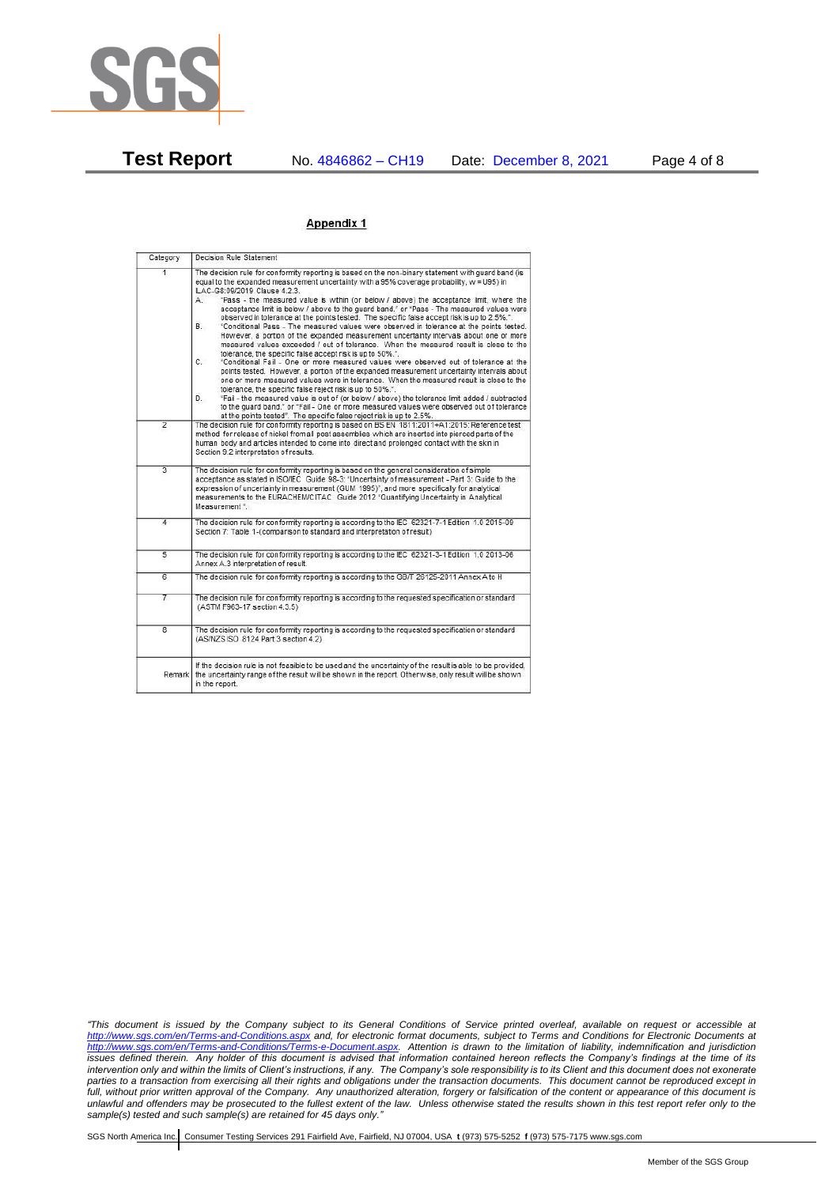## Appendix 1

| Category | Decision Rule Statement |
|---|---|
| 1 | The decision rule for conformity reporting is based on the non-binary statement with guard band (is equal to the expanded measurement uncertainty with a 95% coverage probability, w = U95) in ILAC-G8:09/2019 Clause 4.2.3.<br>A. "Pass - the measured value is within (or below / above) the acceptance limit, where the acceptance limit is below / above to the guard band." or "Pass - The measured values were observed in tolerance at the points tested. The specific false accept risk is up to 2.5%.".<br>B. "Conditional Pass - The measured values were observed in tolerance at the points tested. However, a portion of the expanded measurement uncertainty intervals about one or more measured values exceeded / out of tolerance. When the measured result is close to the tolerance, the specific false accept risk is up to 50%.".<br>C. "Conditional Fail - One or more measured values were observed out of tolerance at the points tested. However, a portion of the expanded measurement uncertainty intervals about one or more measured values were in tolerance. When the measured result is close to the tolerance, the specific false reject risk is up to 50%.".<br>D. "Fail - the measured value is out of (or below / above) the tolerance limit added / subtracted to the guard band." or "Fail - One or more measured values were observed out of tolerance at the points tested". The specific false reject risk is up to 2.5%. |
| 2 | The decision rule for conformity reporting is based on BS EN 1811:2011+A1:2015: Reference test method for release of nickel from all post assemblies which are inserted into pierced parts of the human body and articles intended to come into direct and prolonged contact with the skin in Section 9.2 interpretation of results. |
| 3 | The decision rule for conformity reporting is based on the general consideration of simple acceptance as stated in ISO/IEC Guide 98-3: "Uncertainty of measurement - Part 3: Guide to the expression of uncertainty in measurement (GUM 1995)", and more specifically for analytical measurements to the EURACHEM/CITAC Guide 2012 "Quantifying Uncertainty in Analytical Measurement ". |
| 4 | The decision rule for conformity reporting is according to the IEC 62321-7-1 Edition 1.0 2015-09 Section 7: Table 1-(comparison to standard and interpretation of result) |
| 5 | The decision rule for conformity reporting is according to the IEC 62321-3-1 Edition 1.0 2013-06 Annex A.3 interpretation of result. |
| 6 | The decision rule for conformity reporting is according to the GB/T 26125-2011 Annex A to H |
| 7 | The decision rule for conformity reporting is according to the requested specification or standard (ASTM F963-17 section 4.3.5) |
| 8 | The decision rule for conformity reporting is according to the requested specification or standard (AS/NZS ISO 8124 Part 3 section 4.2) |
| Remark | If the decision rule is not feasible to be used and the uncertainty of the result is able to be provided, the uncertainty range of the result will be shown in the report. Otherwise, only result will be shown in the report. |

*"This document is issued by the Company subject to its General Conditions of Service printed overleaf, available on request or accessible at http://www.sgs.com/en/Terms-and-Conditions.aspx and, for electronic format documents, subject to Terms and Conditions for Electronic Documents at http://www.sgs.com/en/Terms-and-Conditions/Terms-e-Document.aspx. Attention is drawn to the limitation of liability, indemnification and jurisdiction issues defined therein. Any holder of this document is advised that information contained hereon reflects the Company's findings at the time of its intervention only and within the limits of Client's instructions, if any. The Company's sole responsibility is to its Client and this document does not exonerate parties to a transaction from exercising all their rights and obligations under the transaction documents. This document cannot be reproduced except in full, without prior written approval of the Company. Any unauthorized alteration, forgery or falsification of the content or appearance of this document is unlawful and offenders may be prosecuted to the fullest extent of the law. Unless otherwise stated the results shown in this test report refer only to the sample(s) tested and such sample(s) are retained for 45 days only."*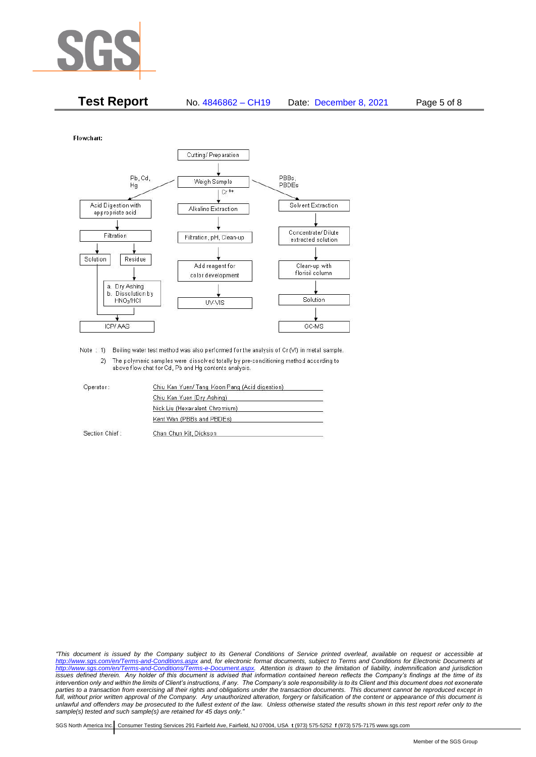Flowchart:

Cutting/ Preparation → Weigh Sample

**Pb, Cd, Hg:**
Acid Digestion with appropriate acid → Filtration → Solution / Residue
- Residue → a. Dry Ashing b. Dissolution by $HNO_3$/HCl
- Solution → ICP/ AAS

**$Cr^{6+}$:**
Alkaline Extraction → Filtration, pH, Clean-up → Add reagent for color development → UV-VIS

**PBBs, PBDEs:**
Solvent Extraction → Concentrate/ Dilute extracted solution → Clean-up with florisil column → Solution → GC-MS

Note : 1) Boiling water test method was also performed for the analysis of Cr (VI) in metal sample.

2) The polymeric samples were dissolved totally by pre-conditioning method according to above flow chat for Cd, Pb and Hg contents analysis.

| | |
|---|---|
| Operator: | Chiu Kan Yuen/ Tang Koon Pang (Acid digestion) |
| | Chiu Kan Yuen (Dry Ashing) |
| | Nick Liu (Hexavalent Chromium) |
| | Kent Wan (PBBs and PBDEs) |
| Section Chief : | Chan Chun Kit, Dickson |

*"This document is issued by the Company subject to its General Conditions of Service printed overleaf, available on request or accessible at http://www.sgs.com/en/Terms-and-Conditions.aspx and, for electronic format documents, subject to Terms and Conditions for Electronic Documents at http://www.sgs.com/en/Terms-and-Conditions/Terms-e-Document.aspx. Attention is drawn to the limitation of liability, indemnification and jurisdiction issues defined therein. Any holder of this document is advised that information contained hereon reflects the Company's findings at the time of its intervention only and within the limits of Client's instructions, if any. The Company's sole responsibility is to its Client and this document does not exonerate parties to a transaction from exercising all their rights and obligations under the transaction documents. This document cannot be reproduced except in full, without prior written approval of the Company. Any unauthorized alteration, forgery or falsification of the content or appearance of this document is unlawful and offenders may be prosecuted to the fullest extent of the law. Unless otherwise stated the results shown in this test report refer only to the sample(s) tested and such sample(s) are retained for 45 days only."*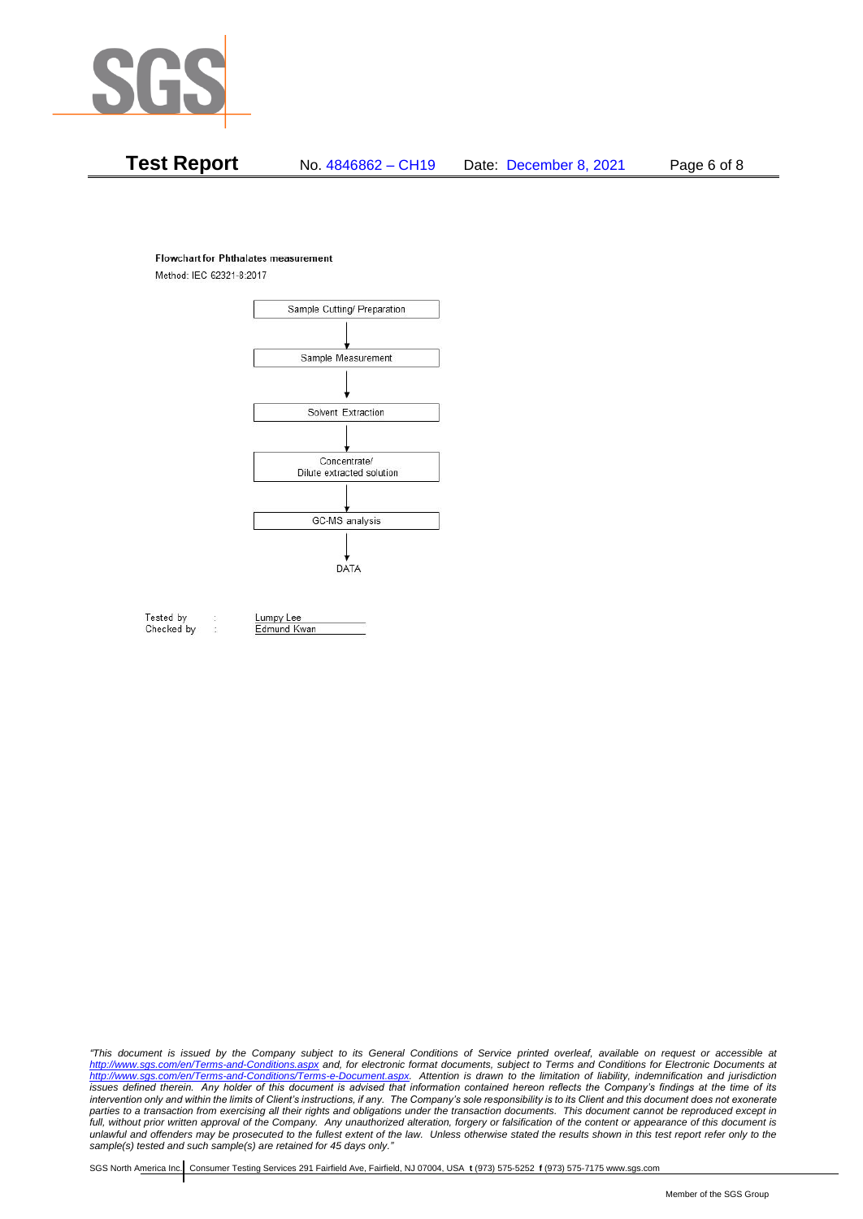**Flowchart for Phthalates measurement**

Method: IEC 62321-8:2017

Sample Cutting/ Preparation

↓

Sample Measurement

↓

Solvent Extraction

↓

Concentrate/
Dilute extracted solution

↓

GC-MS analysis

↓

DATA

| | | |
|---|---|---|
| Tested by | : | Lumpy Lee |
| Checked by | : | Edmund Kwan |

*"This document is issued by the Company subject to its General Conditions of Service printed overleaf, available on request or accessible at http://www.sgs.com/en/Terms-and-Conditions.aspx and, for electronic format documents, subject to Terms and Conditions for Electronic Documents at http://www.sgs.com/en/Terms-and-Conditions/Terms-e-Document.aspx. Attention is drawn to the limitation of liability, indemnification and jurisdiction issues defined therein. Any holder of this document is advised that information contained hereon reflects the Company's findings at the time of its intervention only and within the limits of Client's instructions, if any. The Company's sole responsibility is to its Client and this document does not exonerate parties to a transaction from exercising all their rights and obligations under the transaction documents. This document cannot be reproduced except in full, without prior written approval of the Company. Any unauthorized alteration, forgery or falsification of the content or appearance of this document is unlawful and offenders may be prosecuted to the fullest extent of the law. Unless otherwise stated the results shown in this test report refer only to the sample(s) tested and such sample(s) are retained for 45 days only."*

SGS North America Inc. | Consumer Testing Services 291 Fairfield Ave, Fairfield, NJ 07004, USA **t** (973) 575-5252 **f** (973) 575-7175 www.sgs.com

Member of the SGS Group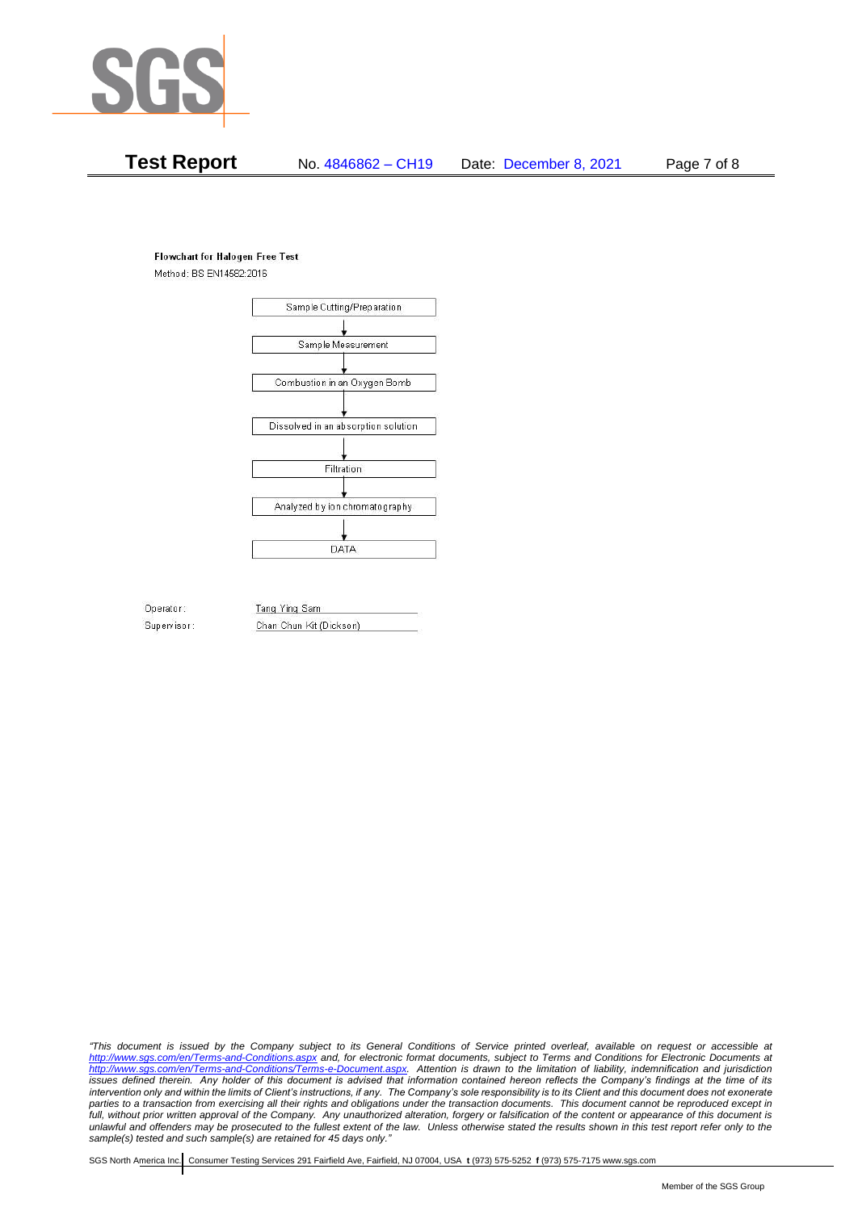**Flowchart for Halogen Free Test**

Method: BS EN14582:2016

Sample Cutting/Preparation

↓

Sample Measurement

↓

Combustion in an Oxygen Bomb

↓

Dissolved in an absorption solution

↓

Filtration

↓

Analyzed by ion chromatography

↓

DATA

Operator: Tang Ying Sam

Supervisor: Chan Chun Kit (Dickson)

*"This document is issued by the Company subject to its General Conditions of Service printed overleaf, available on request or accessible at http://www.sgs.com/en/Terms-and-Conditions.aspx and, for electronic format documents, subject to Terms and Conditions for Electronic Documents at http://www.sgs.com/en/Terms-and-Conditions/Terms-e-Document.aspx. Attention is drawn to the limitation of liability, indemnification and jurisdiction issues defined therein. Any holder of this document is advised that information contained hereon reflects the Company's findings at the time of its intervention only and within the limits of Client's instructions, if any. The Company's sole responsibility is to its Client and this document does not exonerate parties to a transaction from exercising all their rights and obligations under the transaction documents. This document cannot be reproduced except in full, without prior written approval of the Company. Any unauthorized alteration, forgery or falsification of the content or appearance of this document is unlawful and offenders may be prosecuted to the fullest extent of the law. Unless otherwise stated the results shown in this test report refer only to the sample(s) tested and such sample(s) are retained for 45 days only."*

SGS North America Inc. | Consumer Testing Services 291 Fairfield Ave, Fairfield, NJ 07004, USA **t** (973) 575-5252 **f** (973) 575-7175 www.sgs.com

Member of the SGS Group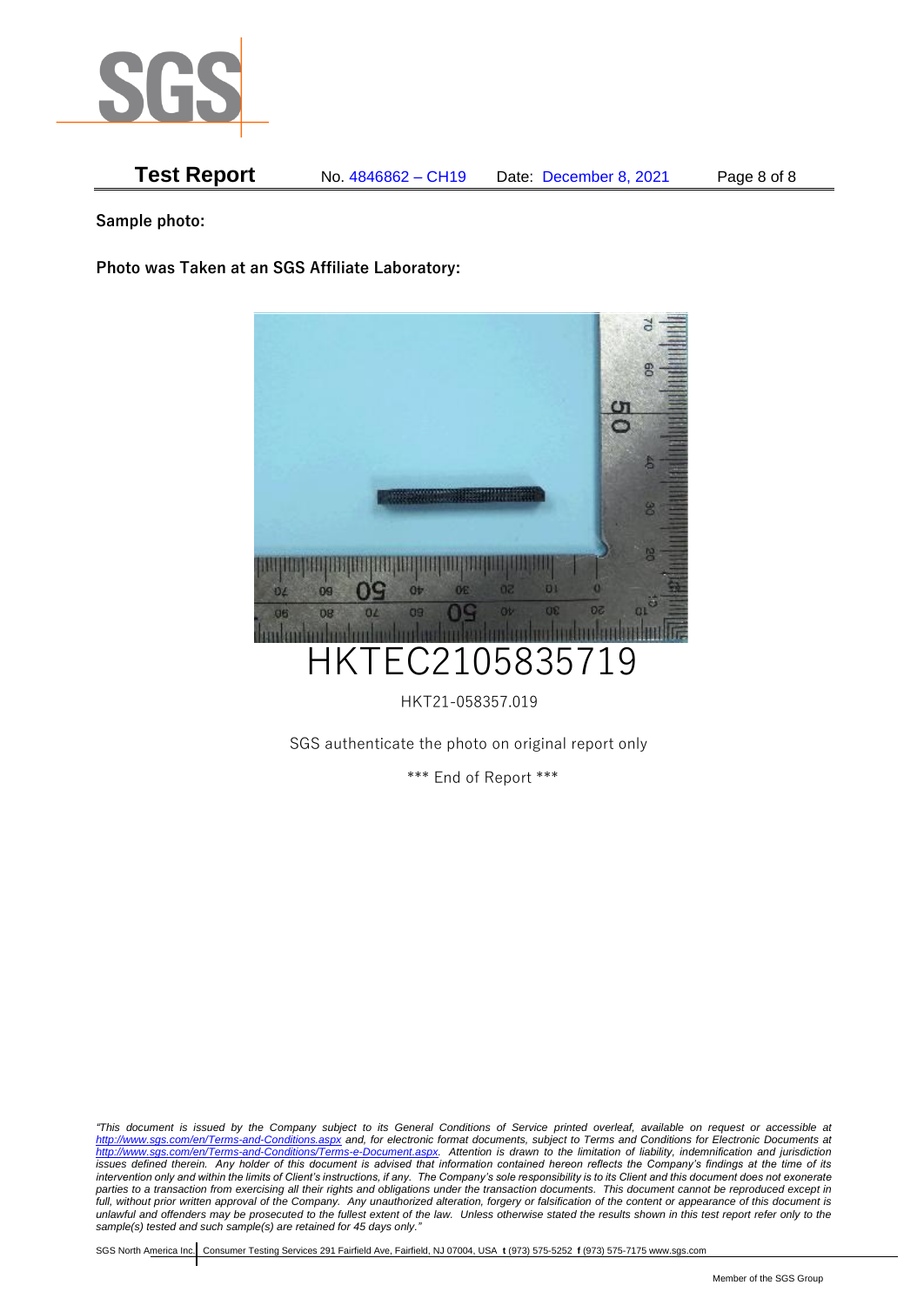**Sample photo:**

**Photo was Taken at an SGS Affiliate Laboratory:**

HKTEC2105835719

HKT21-058357.019

SGS authenticate the photo on original report only

*** End of Report ***

*"This document is issued by the Company subject to its General Conditions of Service printed overleaf, available on request or accessible at http://www.sgs.com/en/Terms-and-Conditions.aspx and, for electronic format documents, subject to Terms and Conditions for Electronic Documents at http://www.sgs.com/en/Terms-and-Conditions/Terms-e-Document.aspx. Attention is drawn to the limitation of liability, indemnification and jurisdiction issues defined therein. Any holder of this document is advised that information contained hereon reflects the Company's findings at the time of its intervention only and within the limits of Client's instructions, if any. The Company's sole responsibility is to its Client and this document does not exonerate parties to a transaction from exercising all their rights and obligations under the transaction documents. This document cannot be reproduced except in full, without prior written approval of the Company. Any unauthorized alteration, forgery or falsification of the content or appearance of this document is unlawful and offenders may be prosecuted to the fullest extent of the law. Unless otherwise stated the results shown in this test report refer only to the sample(s) tested and such sample(s) are retained for 45 days only."*

SGS North America Inc. | Consumer Testing Services 291 Fairfield Ave, Fairfield, NJ 07004, USA **t** (973) 575-5252 **f** (973) 575-7175 www.sgs.com

Member of the SGS Group